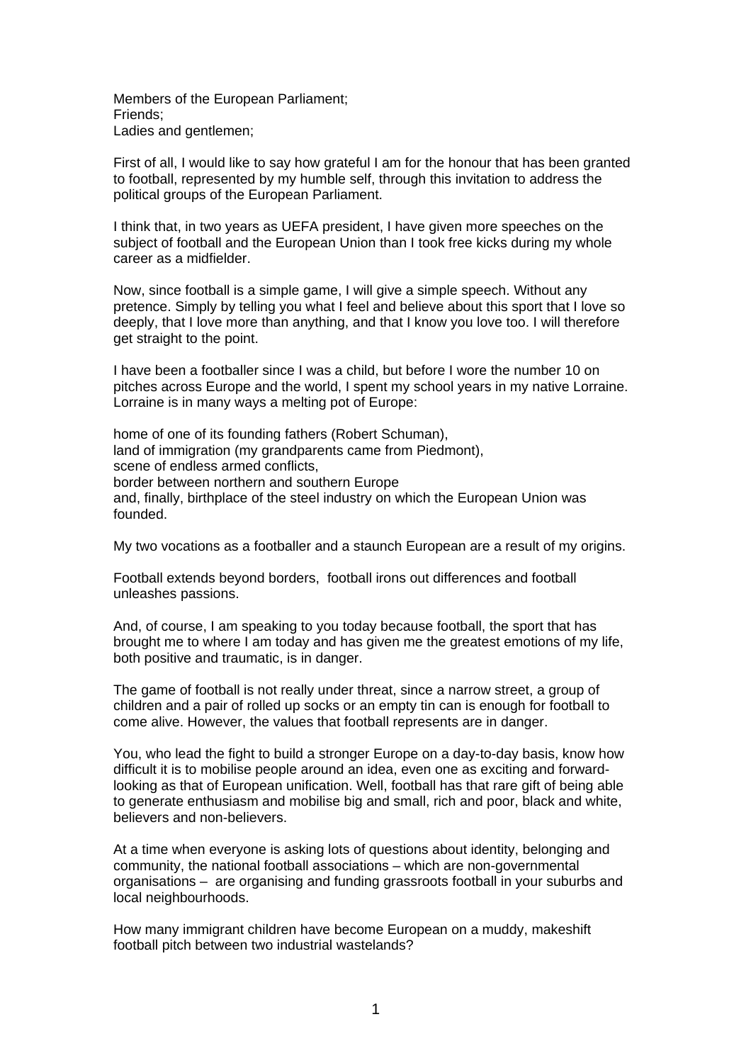Members of the European Parliament;
Friends;
Ladies and gentlemen;

First of all, I would like to say how grateful I am for the honour that has been granted to football, represented by my humble self, through this invitation to address the political groups of the European Parliament.

I think that, in two years as UEFA president, I have given more speeches on the subject of football and the European Union than I took free kicks during my whole career as a midfielder.

Now, since football is a simple game, I will give a simple speech. Without any pretence. Simply by telling you what I feel and believe about this sport that I love so deeply, that I love more than anything, and that I know you love too. I will therefore get straight to the point.

I have been a footballer since I was a child, but before I wore the number 10 on pitches across Europe and the world, I spent my school years in my native Lorraine. Lorraine is in many ways a melting pot of Europe:

home of one of its founding fathers (Robert Schuman),
land of immigration (my grandparents came from Piedmont),
scene of endless armed conflicts,
border between northern and southern Europe
and, finally, birthplace of the steel industry on which the European Union was founded.

My two vocations as a footballer and a staunch European are a result of my origins.

Football extends beyond borders, football irons out differences and football unleashes passions.

And, of course, I am speaking to you today because football, the sport that has brought me to where I am today and has given me the greatest emotions of my life, both positive and traumatic, is in danger.

The game of football is not really under threat, since a narrow street, a group of children and a pair of rolled up socks or an empty tin can is enough for football to come alive. However, the values that football represents are in danger.

You, who lead the fight to build a stronger Europe on a day-to-day basis, know how difficult it is to mobilise people around an idea, even one as exciting and forward-looking as that of European unification. Well, football has that rare gift of being able to generate enthusiasm and mobilise big and small, rich and poor, black and white, believers and non-believers.

At a time when everyone is asking lots of questions about identity, belonging and community, the national football associations – which are non-governmental organisations – are organising and funding grassroots football in your suburbs and local neighbourhoods.

How many immigrant children have become European on a muddy, makeshift football pitch between two industrial wastelands?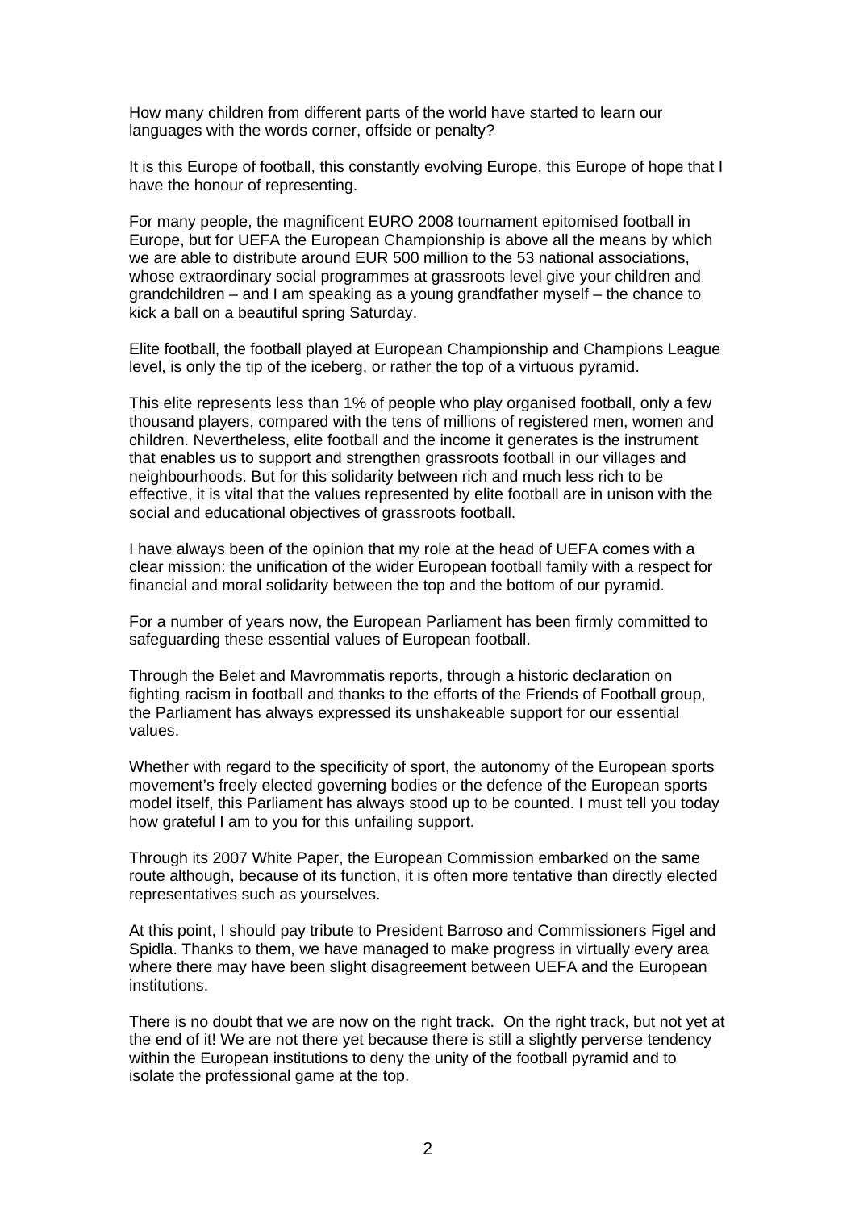How many children from different parts of the world have started to learn our languages with the words corner, offside or penalty?

It is this Europe of football, this constantly evolving Europe, this Europe of hope that I have the honour of representing.

For many people, the magnificent EURO 2008 tournament epitomised football in Europe, but for UEFA the European Championship is above all the means by which we are able to distribute around EUR 500 million to the 53 national associations, whose extraordinary social programmes at grassroots level give your children and grandchildren – and I am speaking as a young grandfather myself – the chance to kick a ball on a beautiful spring Saturday.

Elite football, the football played at European Championship and Champions League level, is only the tip of the iceberg, or rather the top of a virtuous pyramid.

This elite represents less than 1% of people who play organised football, only a few thousand players, compared with the tens of millions of registered men, women and children. Nevertheless, elite football and the income it generates is the instrument that enables us to support and strengthen grassroots football in our villages and neighbourhoods. But for this solidarity between rich and much less rich to be effective, it is vital that the values represented by elite football are in unison with the social and educational objectives of grassroots football.

I have always been of the opinion that my role at the head of UEFA comes with a clear mission: the unification of the wider European football family with a respect for financial and moral solidarity between the top and the bottom of our pyramid.

For a number of years now, the European Parliament has been firmly committed to safeguarding these essential values of European football.

Through the Belet and Mavrommatis reports, through a historic declaration on fighting racism in football and thanks to the efforts of the Friends of Football group, the Parliament has always expressed its unshakeable support for our essential values.

Whether with regard to the specificity of sport, the autonomy of the European sports movement's freely elected governing bodies or the defence of the European sports model itself, this Parliament has always stood up to be counted. I must tell you today how grateful I am to you for this unfailing support.

Through its 2007 White Paper, the European Commission embarked on the same route although, because of its function, it is often more tentative than directly elected representatives such as yourselves.

At this point, I should pay tribute to President Barroso and Commissioners Figel and Spidla. Thanks to them, we have managed to make progress in virtually every area where there may have been slight disagreement between UEFA and the European institutions.

There is no doubt that we are now on the right track. On the right track, but not yet at the end of it! We are not there yet because there is still a slightly perverse tendency within the European institutions to deny the unity of the football pyramid and to isolate the professional game at the top.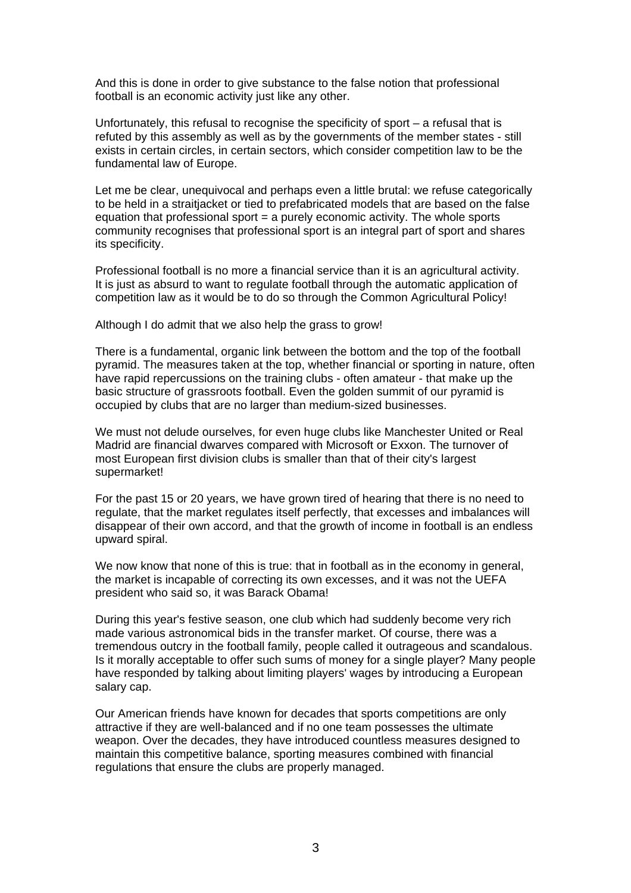And this is done in order to give substance to the false notion that professional football is an economic activity just like any other.

Unfortunately, this refusal to recognise the specificity of sport – a refusal that is refuted by this assembly as well as by the governments of the member states - still exists in certain circles, in certain sectors, which consider competition law to be the fundamental law of Europe.

Let me be clear, unequivocal and perhaps even a little brutal: we refuse categorically to be held in a straitjacket or tied to prefabricated models that are based on the false equation that professional sport = a purely economic activity. The whole sports community recognises that professional sport is an integral part of sport and shares its specificity.

Professional football is no more a financial service than it is an agricultural activity. It is just as absurd to want to regulate football through the automatic application of competition law as it would be to do so through the Common Agricultural Policy!

Although I do admit that we also help the grass to grow!

There is a fundamental, organic link between the bottom and the top of the football pyramid. The measures taken at the top, whether financial or sporting in nature, often have rapid repercussions on the training clubs - often amateur - that make up the basic structure of grassroots football. Even the golden summit of our pyramid is occupied by clubs that are no larger than medium-sized businesses.

We must not delude ourselves, for even huge clubs like Manchester United or Real Madrid are financial dwarves compared with Microsoft or Exxon. The turnover of most European first division clubs is smaller than that of their city's largest supermarket!

For the past 15 or 20 years, we have grown tired of hearing that there is no need to regulate, that the market regulates itself perfectly, that excesses and imbalances will disappear of their own accord, and that the growth of income in football is an endless upward spiral.

We now know that none of this is true: that in football as in the economy in general, the market is incapable of correcting its own excesses, and it was not the UEFA president who said so, it was Barack Obama!

During this year's festive season, one club which had suddenly become very rich made various astronomical bids in the transfer market. Of course, there was a tremendous outcry in the football family, people called it outrageous and scandalous. Is it morally acceptable to offer such sums of money for a single player? Many people have responded by talking about limiting players' wages by introducing a European salary cap.

Our American friends have known for decades that sports competitions are only attractive if they are well-balanced and if no one team possesses the ultimate weapon. Over the decades, they have introduced countless measures designed to maintain this competitive balance, sporting measures combined with financial regulations that ensure the clubs are properly managed.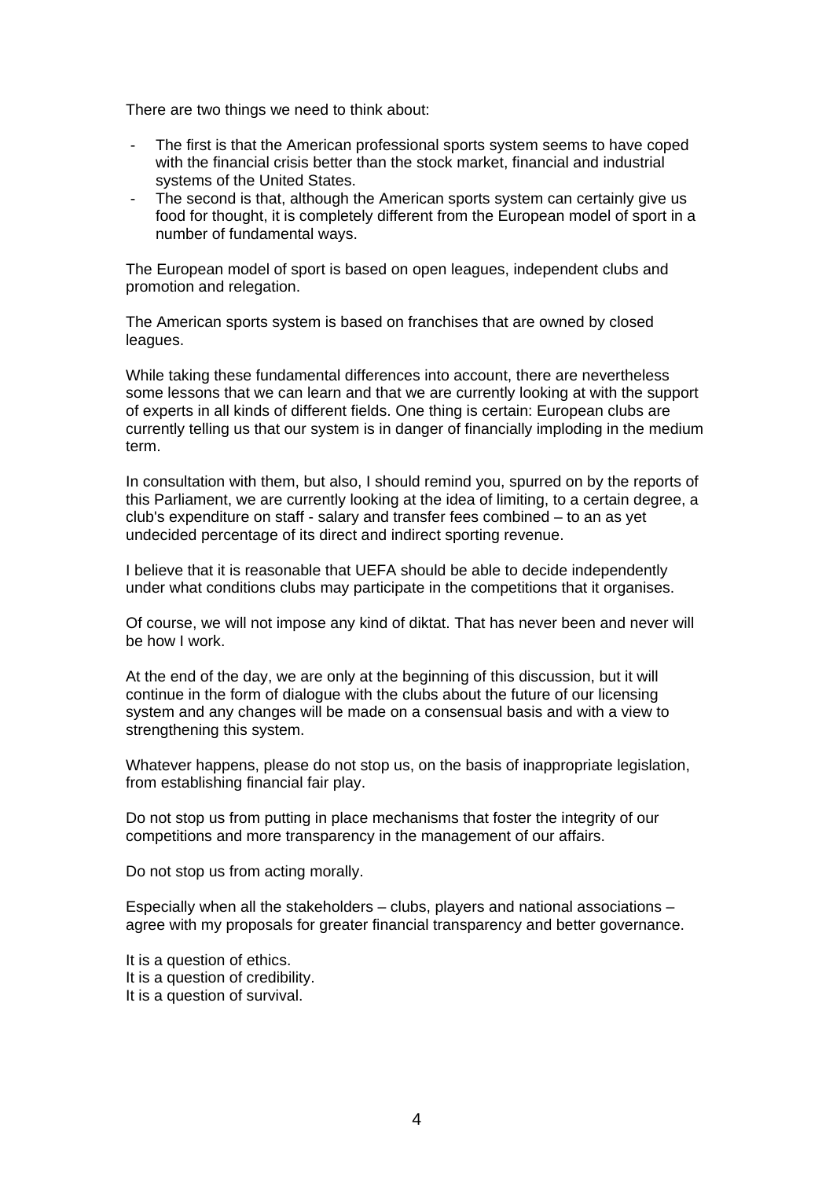There are two things we need to think about:

- The first is that the American professional sports system seems to have coped with the financial crisis better than the stock market, financial and industrial systems of the United States.
- The second is that, although the American sports system can certainly give us food for thought, it is completely different from the European model of sport in a number of fundamental ways.

The European model of sport is based on open leagues, independent clubs and promotion and relegation.

The American sports system is based on franchises that are owned by closed leagues.

While taking these fundamental differences into account, there are nevertheless some lessons that we can learn and that we are currently looking at with the support of experts in all kinds of different fields. One thing is certain: European clubs are currently telling us that our system is in danger of financially imploding in the medium term.

In consultation with them, but also, I should remind you, spurred on by the reports of this Parliament, we are currently looking at the idea of limiting, to a certain degree, a club's expenditure on staff - salary and transfer fees combined – to an as yet undecided percentage of its direct and indirect sporting revenue.

I believe that it is reasonable that UEFA should be able to decide independently under what conditions clubs may participate in the competitions that it organises.

Of course, we will not impose any kind of diktat. That has never been and never will be how I work.

At the end of the day, we are only at the beginning of this discussion, but it will continue in the form of dialogue with the clubs about the future of our licensing system and any changes will be made on a consensual basis and with a view to strengthening this system.

Whatever happens, please do not stop us, on the basis of inappropriate legislation, from establishing financial fair play.

Do not stop us from putting in place mechanisms that foster the integrity of our competitions and more transparency in the management of our affairs.

Do not stop us from acting morally.

Especially when all the stakeholders – clubs, players and national associations – agree with my proposals for greater financial transparency and better governance.

It is a question of ethics.
It is a question of credibility.
It is a question of survival.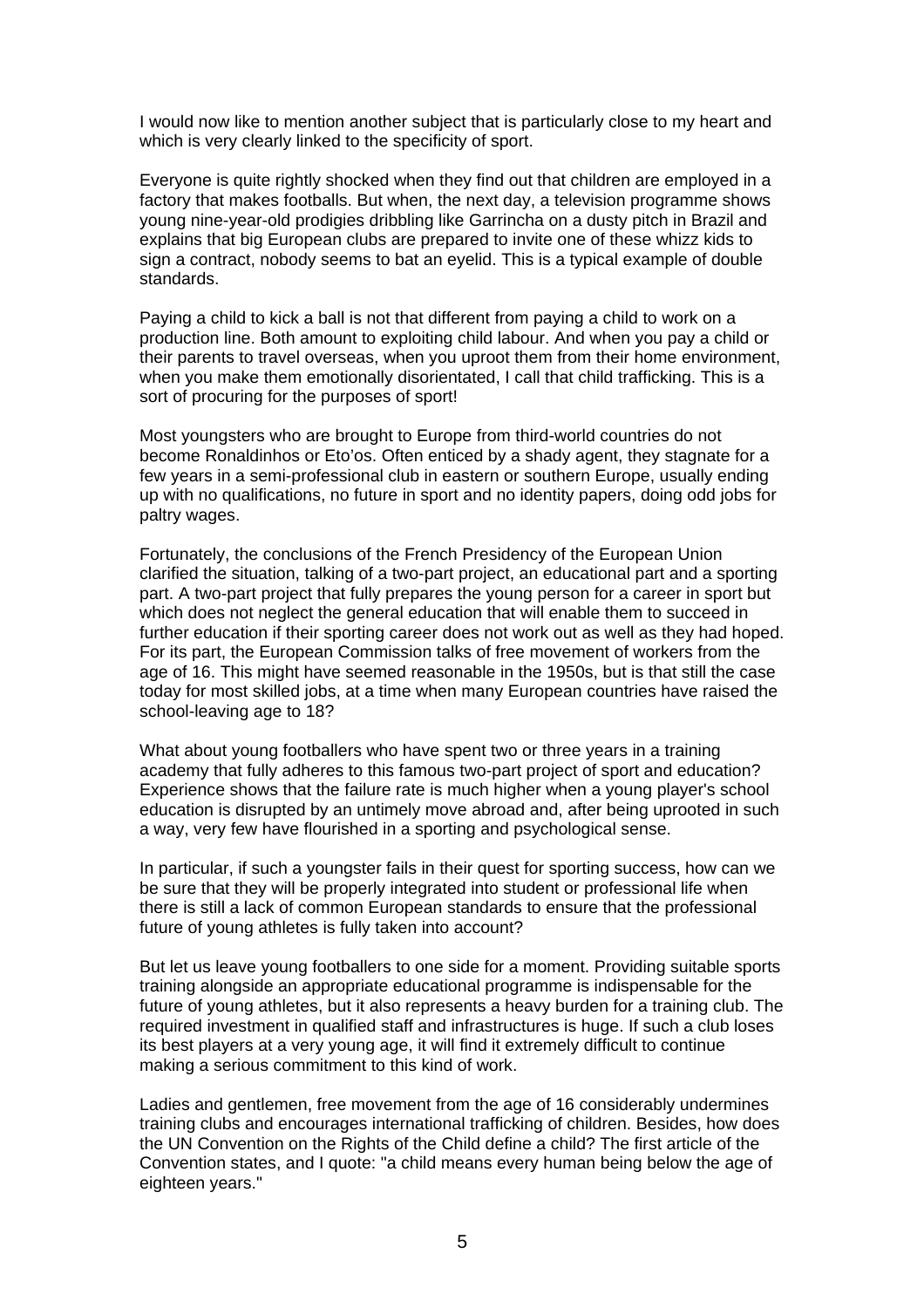I would now like to mention another subject that is particularly close to my heart and which is very clearly linked to the specificity of sport.

Everyone is quite rightly shocked when they find out that children are employed in a factory that makes footballs. But when, the next day, a television programme shows young nine-year-old prodigies dribbling like Garrincha on a dusty pitch in Brazil and explains that big European clubs are prepared to invite one of these whizz kids to sign a contract, nobody seems to bat an eyelid. This is a typical example of double standards.

Paying a child to kick a ball is not that different from paying a child to work on a production line. Both amount to exploiting child labour. And when you pay a child or their parents to travel overseas, when you uproot them from their home environment, when you make them emotionally disorientated, I call that child trafficking. This is a sort of procuring for the purposes of sport!

Most youngsters who are brought to Europe from third-world countries do not become Ronaldinhos or Eto'os. Often enticed by a shady agent, they stagnate for a few years in a semi-professional club in eastern or southern Europe, usually ending up with no qualifications, no future in sport and no identity papers, doing odd jobs for paltry wages.

Fortunately, the conclusions of the French Presidency of the European Union clarified the situation, talking of a two-part project, an educational part and a sporting part. A two-part project that fully prepares the young person for a career in sport but which does not neglect the general education that will enable them to succeed in further education if their sporting career does not work out as well as they had hoped. For its part, the European Commission talks of free movement of workers from the age of 16. This might have seemed reasonable in the 1950s, but is that still the case today for most skilled jobs, at a time when many European countries have raised the school-leaving age to 18?

What about young footballers who have spent two or three years in a training academy that fully adheres to this famous two-part project of sport and education? Experience shows that the failure rate is much higher when a young player's school education is disrupted by an untimely move abroad and, after being uprooted in such a way, very few have flourished in a sporting and psychological sense.

In particular, if such a youngster fails in their quest for sporting success, how can we be sure that they will be properly integrated into student or professional life when there is still a lack of common European standards to ensure that the professional future of young athletes is fully taken into account?

But let us leave young footballers to one side for a moment. Providing suitable sports training alongside an appropriate educational programme is indispensable for the future of young athletes, but it also represents a heavy burden for a training club. The required investment in qualified staff and infrastructures is huge. If such a club loses its best players at a very young age, it will find it extremely difficult to continue making a serious commitment to this kind of work.

Ladies and gentlemen, free movement from the age of 16 considerably undermines training clubs and encourages international trafficking of children. Besides, how does the UN Convention on the Rights of the Child define a child? The first article of the Convention states, and I quote: "a child means every human being below the age of eighteen years."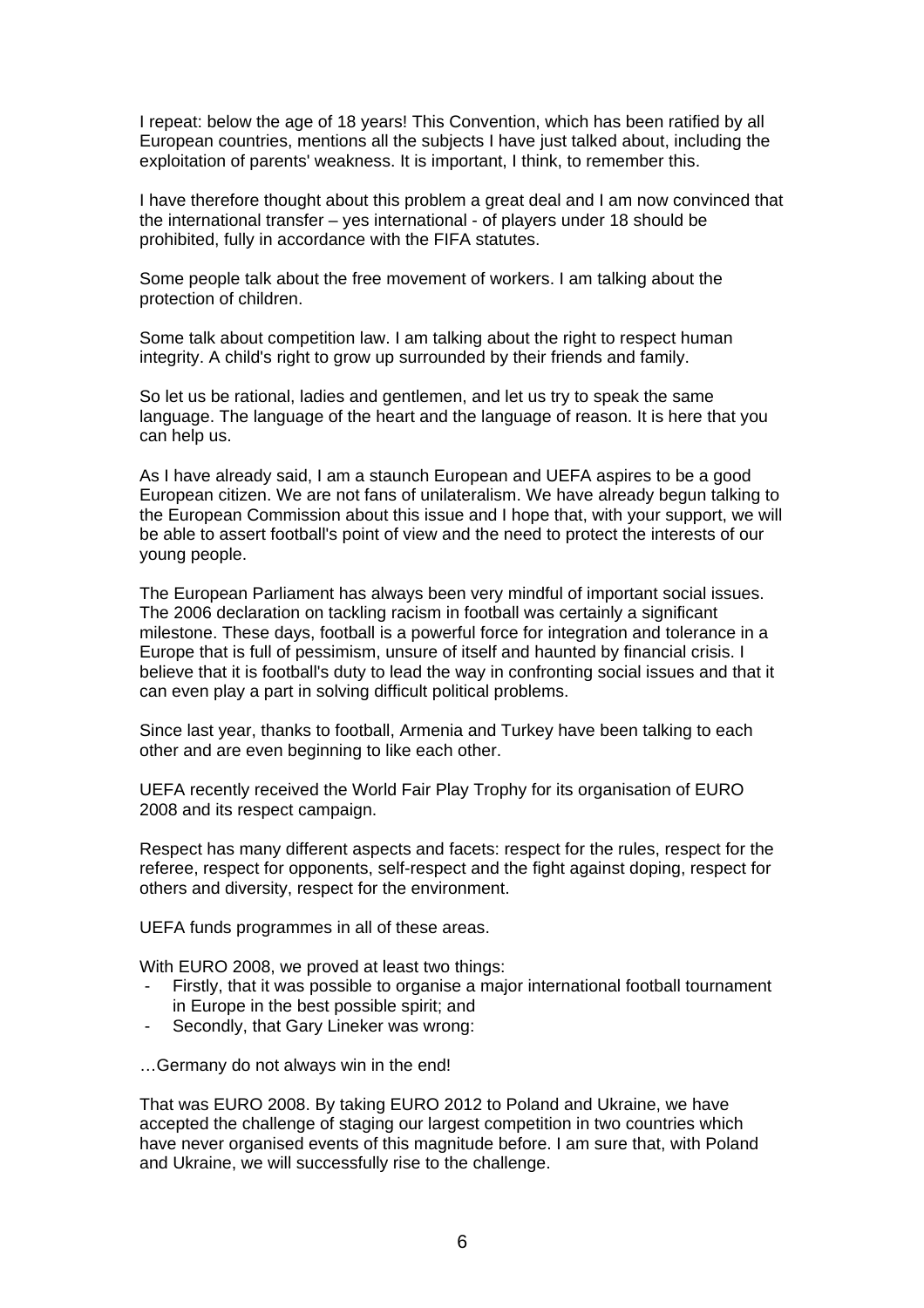I repeat: below the age of 18 years! This Convention, which has been ratified by all European countries, mentions all the subjects I have just talked about, including the exploitation of parents' weakness. It is important, I think, to remember this.

I have therefore thought about this problem a great deal and I am now convinced that the international transfer – yes international - of players under 18 should be prohibited, fully in accordance with the FIFA statutes.

Some people talk about the free movement of workers. I am talking about the protection of children.

Some talk about competition law. I am talking about the right to respect human integrity. A child's right to grow up surrounded by their friends and family.

So let us be rational, ladies and gentlemen, and let us try to speak the same language. The language of the heart and the language of reason. It is here that you can help us.

As I have already said, I am a staunch European and UEFA aspires to be a good European citizen. We are not fans of unilateralism. We have already begun talking to the European Commission about this issue and I hope that, with your support, we will be able to assert football's point of view and the need to protect the interests of our young people.

The European Parliament has always been very mindful of important social issues. The 2006 declaration on tackling racism in football was certainly a significant milestone. These days, football is a powerful force for integration and tolerance in a Europe that is full of pessimism, unsure of itself and haunted by financial crisis. I believe that it is football's duty to lead the way in confronting social issues and that it can even play a part in solving difficult political problems.

Since last year, thanks to football, Armenia and Turkey have been talking to each other and are even beginning to like each other.

UEFA recently received the World Fair Play Trophy for its organisation of EURO 2008 and its respect campaign.

Respect has many different aspects and facets: respect for the rules, respect for the referee, respect for opponents, self-respect and the fight against doping, respect for others and diversity, respect for the environment.

UEFA funds programmes in all of these areas.

With EURO 2008, we proved at least two things:

- Firstly, that it was possible to organise a major international football tournament in Europe in the best possible spirit; and
- Secondly, that Gary Lineker was wrong:

…Germany do not always win in the end!

That was EURO 2008. By taking EURO 2012 to Poland and Ukraine, we have accepted the challenge of staging our largest competition in two countries which have never organised events of this magnitude before. I am sure that, with Poland and Ukraine, we will successfully rise to the challenge.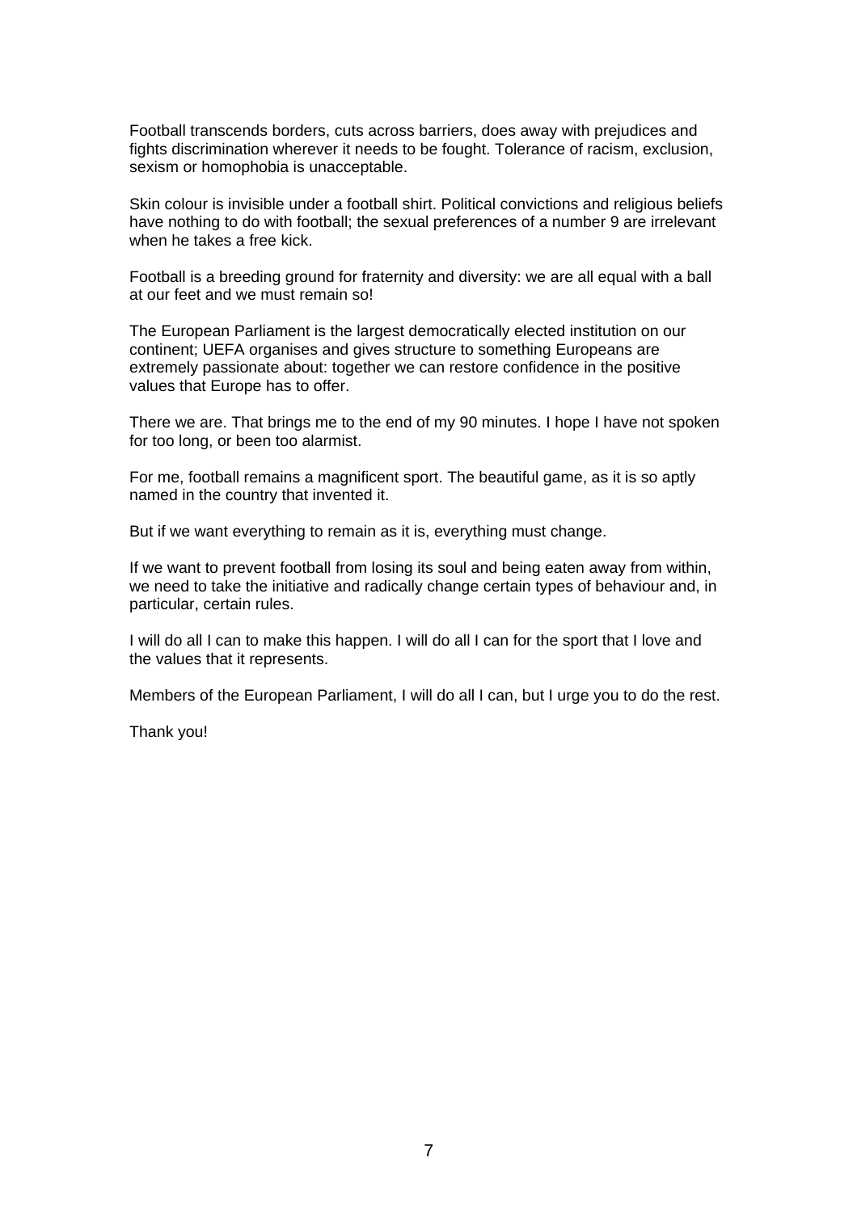Football transcends borders, cuts across barriers, does away with prejudices and fights discrimination wherever it needs to be fought. Tolerance of racism, exclusion, sexism or homophobia is unacceptable.

Skin colour is invisible under a football shirt. Political convictions and religious beliefs have nothing to do with football; the sexual preferences of a number 9 are irrelevant when he takes a free kick.

Football is a breeding ground for fraternity and diversity: we are all equal with a ball at our feet and we must remain so!

The European Parliament is the largest democratically elected institution on our continent; UEFA organises and gives structure to something Europeans are extremely passionate about: together we can restore confidence in the positive values that Europe has to offer.

There we are. That brings me to the end of my 90 minutes. I hope I have not spoken for too long, or been too alarmist.

For me, football remains a magnificent sport. The beautiful game, as it is so aptly named in the country that invented it.

But if we want everything to remain as it is, everything must change.

If we want to prevent football from losing its soul and being eaten away from within, we need to take the initiative and radically change certain types of behaviour and, in particular, certain rules.

I will do all I can to make this happen. I will do all I can for the sport that I love and the values that it represents.

Members of the European Parliament, I will do all I can, but I urge you to do the rest.

Thank you!